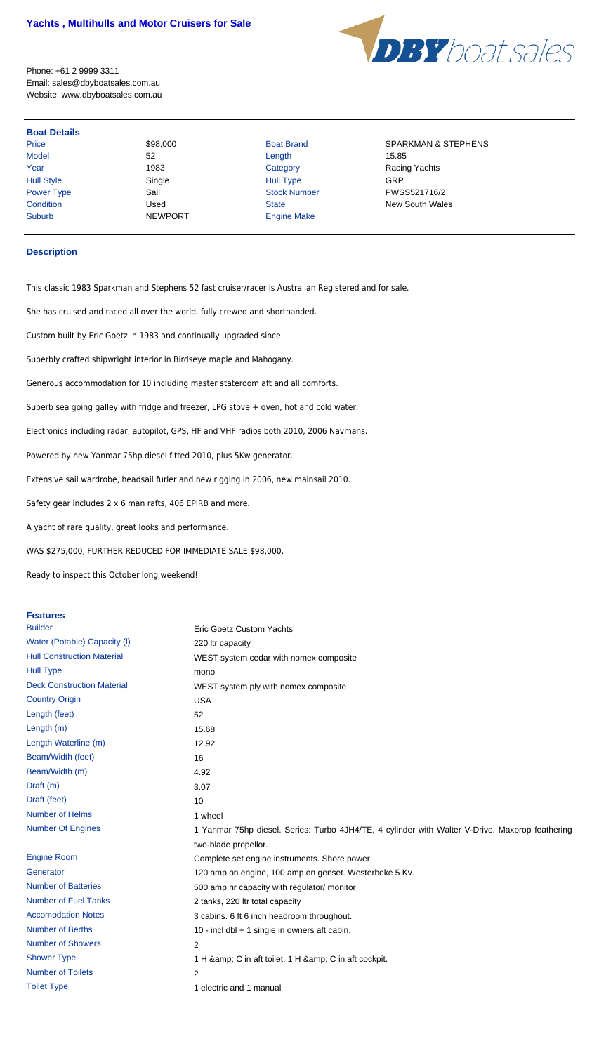# Yachts , Multihulls and Motor Cruisers for Sale

Phone: +61 2 9999 3311
Email: sales@dbyboatsales.com.au
Website: www.dbyboatsales.com.au

DBY boat sales

## Boat Details

| | | | |
|---|---|---|---|
| Price | \$98,000 | Boat Brand | SPARKMAN & STEPHENS |
| Model | 52 | Length | 15.85 |
| Year | 1983 | Category | Racing Yachts |
| Hull Style | Single | Hull Type | GRP |
| Power Type | Sail | Stock Number | PWSS521716/2 |
| Condition | Used | State | New South Wales |
| Suburb | NEWPORT | Engine Make | |

## Description

This classic 1983 Sparkman and Stephens 52 fast cruiser/racer is Australian Registered and for sale.

She has cruised and raced all over the world, fully crewed and shorthanded.

Custom built by Eric Goetz in 1983 and continually upgraded since.

Superbly crafted shipwright interior in Birdseye maple and Mahogany.

Generous accommodation for 10 including master stateroom aft and all comforts.

Superb sea going galley with fridge and freezer, LPG stove + oven, hot and cold water.

Electronics including radar, autopilot, GPS, HF and VHF radios both 2010, 2006 Navmans.

Powered by new Yanmar 75hp diesel fitted 2010, plus 5Kw generator.

Extensive sail wardrobe, headsail furler and new rigging in 2006, new mainsail 2010.

Safety gear includes 2 x 6 man rafts, 406 EPIRB and more.

A yacht of rare quality, great looks and performance.

WAS \$275,000, FURTHER REDUCED FOR IMMEDIATE SALE \$98,000.

Ready to inspect this October long weekend!

## Features

| | |
|---|---|
| Builder | Eric Goetz Custom Yachts |
| Water (Potable) Capacity (l) | 220 ltr capacity |
| Hull Construction Material | WEST system cedar with nomex composite |
| Hull Type | mono |
| Deck Construction Material | WEST system ply with nomex composite |
| Country Origin | USA |
| Length (feet) | 52 |
| Length (m) | 15.68 |
| Length Waterline (m) | 12.92 |
| Beam/Width (feet) | 16 |
| Beam/Width (m) | 4.92 |
| Draft (m) | 3.07 |
| Draft (feet) | 10 |
| Number of Helms | 1 wheel |
| Number Of Engines | 1 Yanmar 75hp diesel. Series: Turbo 4JH4/TE, 4 cylinder with Walter V-Drive. Maxprop feathering two-blade propellor. |
| Engine Room | Complete set engine instruments. Shore power. |
| Generator | 120 amp on engine, 100 amp on genset. Westerbeke 5 Kv. |
| Number of Batteries | 500 amp hr capacity with regulator/ monitor |
| Number of Fuel Tanks | 2 tanks, 220 ltr total capacity |
| Accomodation Notes | 3 cabins. 6 ft 6 inch headroom throughout. |
| Number of Berths | 10 - incl dbl + 1 single in owners aft cabin. |
| Number of Showers | 2 |
| Shower Type | 1 H &amp; C in aft toilet, 1 H &amp; C in aft cockpit. |
| Number of Toilets | 2 |
| Toilet Type | 1 electric and 1 manual |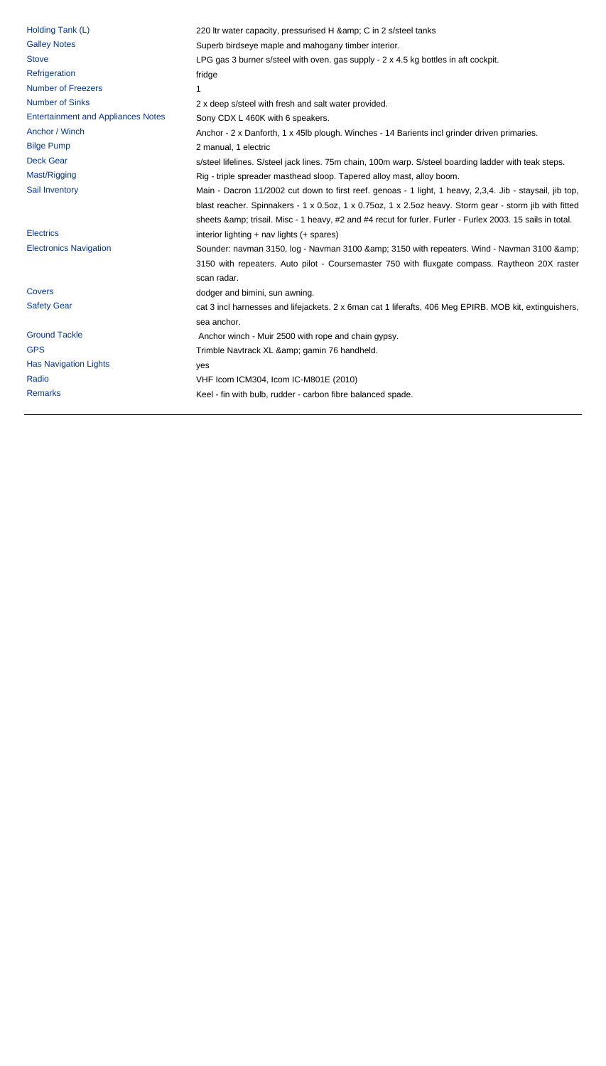| | |
|---|---|
| Holding Tank (L) | 220 ltr water capacity, pressurised H &amp; C in 2 s/steel tanks |
| Galley Notes | Superb birdseye maple and mahogany timber interior. |
| Stove | LPG gas 3 burner s/steel with oven. gas supply - 2 x 4.5 kg bottles in aft cockpit. |
| Refrigeration | fridge |
| Number of Freezers | 1 |
| Number of Sinks | 2 x deep s/steel with fresh and salt water provided. |
| Entertainment and Appliances Notes | Sony CDX L 460K with 6 speakers. |
| Anchor / Winch | Anchor - 2 x Danforth, 1 x 45lb plough. Winches - 14 Barients incl grinder driven primaries. |
| Bilge Pump | 2 manual, 1 electric |
| Deck Gear | s/steel lifelines. S/steel jack lines. 75m chain, 100m warp. S/steel boarding ladder with teak steps. |
| Mast/Rigging | Rig - triple spreader masthead sloop. Tapered alloy mast, alloy boom. |
| Sail Inventory | Main - Dacron 11/2002 cut down to first reef. genoas - 1 light, 1 heavy, 2,3,4. Jib - staysail, jib top, blast reacher. Spinnakers - 1 x 0.5oz, 1 x 0.75oz, 1 x 2.5oz heavy. Storm gear - storm jib with fitted sheets &amp; trisail. Misc - 1 heavy, #2 and #4 recut for furler. Furler - Furlex 2003. 15 sails in total. |
| Electrics | interior lighting + nav lights (+ spares) |
| Electronics Navigation | Sounder: navman 3150, log - Navman 3100 &amp; 3150 with repeaters. Wind - Navman 3100 &amp; 3150 with repeaters. Auto pilot - Coursemaster 750 with fluxgate compass. Raytheon 20X raster scan radar. |
| Covers | dodger and bimini, sun awning. |
| Safety Gear | cat 3 incl harnesses and lifejackets. 2 x 6man cat 1 liferafts, 406 Meg EPIRB. MOB kit, extinguishers, sea anchor. |
| Ground Tackle | Anchor winch - Muir 2500 with rope and chain gypsy. |
| GPS | Trimble Navtrack XL &amp; gamin 76 handheld. |
| Has Navigation Lights | yes |
| Radio | VHF Icom ICM304, Icom IC-M801E (2010) |
| Remarks | Keel - fin with bulb, rudder - carbon fibre balanced spade. |